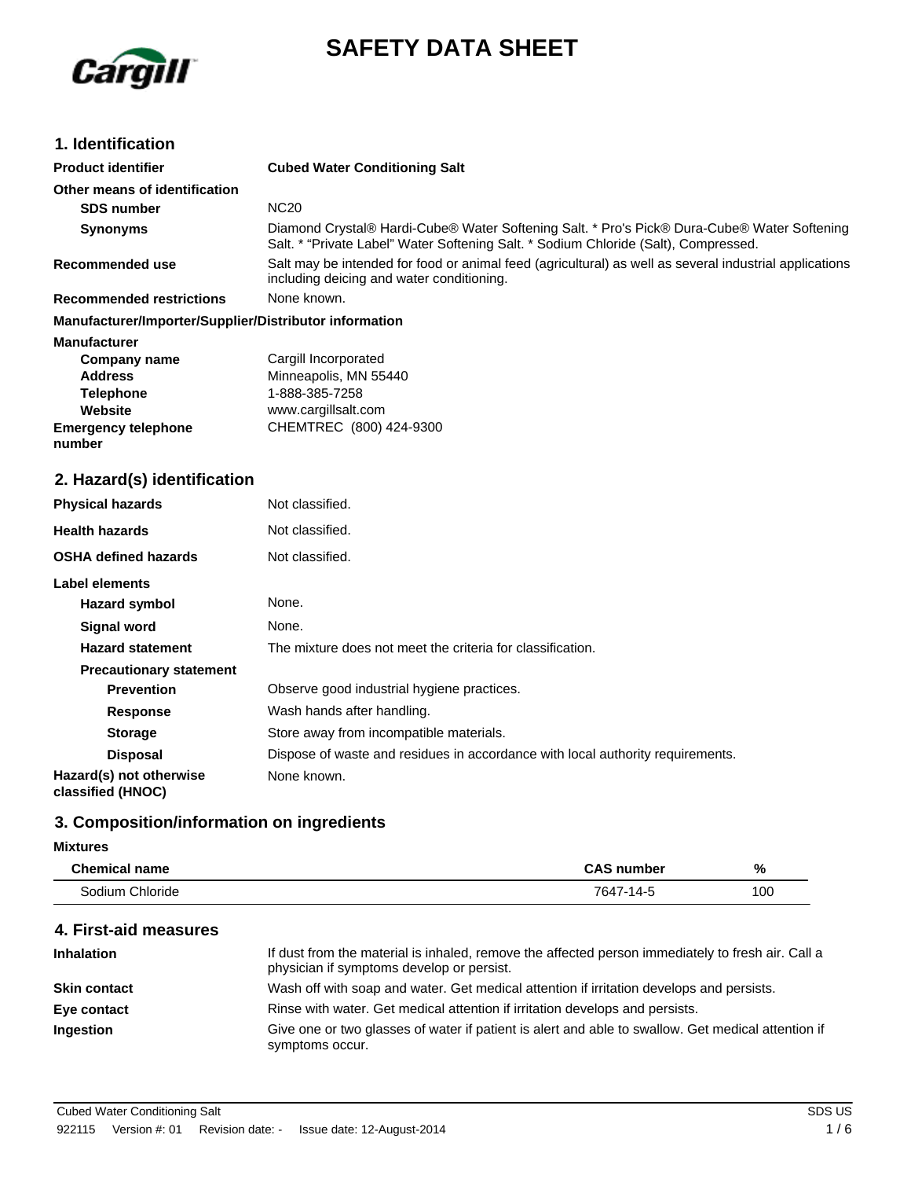# SAFETY DATA SHEET

## 1. Identification

**Product identifier** **Cubed Water Conditioning Salt**

**Other means of identification**

**SDS number** NC20

**Synonyms** Diamond Crystal® Hardi-Cube® Water Softening Salt. * Pro's Pick® Dura-Cube® Water Softening Salt. * "Private Label" Water Softening Salt. * Sodium Chloride (Salt), Compressed.

**Recommended use** Salt may be intended for food or animal feed (agricultural) as well as several industrial applications including deicing and water conditioning.

**Recommended restrictions** None known.

**Manufacturer/Importer/Supplier/Distributor information**

**Manufacturer**

**Company name** Cargill Incorporated

**Address** Minneapolis, MN 55440

**Telephone** 1-888-385-7258

**Website** www.cargillsalt.com

**Emergency telephone number** CHEMTREC (800) 424-9300

## 2. Hazard(s) identification

**Physical hazards** Not classified.

**Health hazards** Not classified.

**OSHA defined hazards** Not classified.

**Label elements**

**Hazard symbol** None.

**Signal word** None.

**Hazard statement** The mixture does not meet the criteria for classification.

**Precautionary statement**

**Prevention** Observe good industrial hygiene practices.

**Response** Wash hands after handling.

**Storage** Store away from incompatible materials.

**Disposal** Dispose of waste and residues in accordance with local authority requirements.

**Hazard(s) not otherwise classified (HNOC)** None known.

## 3. Composition/information on ingredients

**Mixtures**

| Chemical name | CAS number | % |
|---|---|---|
| Sodium Chloride | 7647-14-5 | 100 |

## 4. First-aid measures

**Inhalation** If dust from the material is inhaled, remove the affected person immediately to fresh air. Call a physician if symptoms develop or persist.

**Skin contact** Wash off with soap and water. Get medical attention if irritation develops and persists.

**Eye contact** Rinse with water. Get medical attention if irritation develops and persists.

**Ingestion** Give one or two glasses of water if patient is alert and able to swallow. Get medical attention if symptoms occur.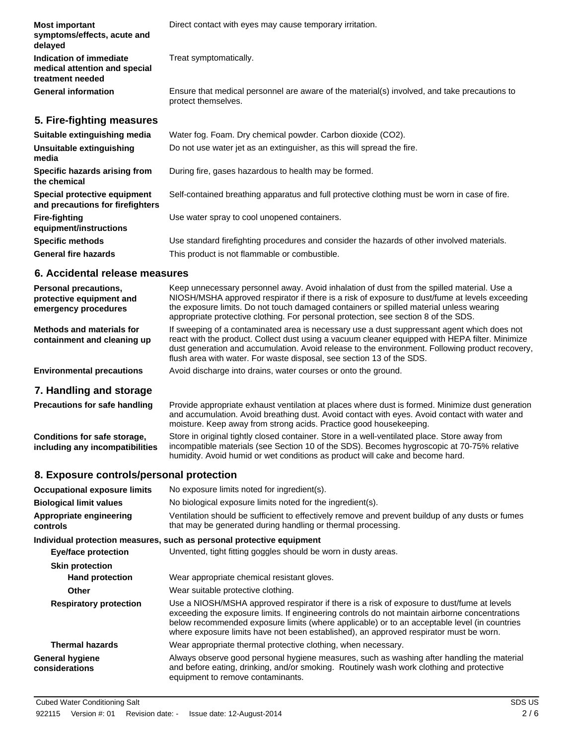| | |
|---|---|
| **Most important symptoms/effects, acute and delayed** | Direct contact with eyes may cause temporary irritation. |
| **Indication of immediate medical attention and special treatment needed** | Treat symptomatically. |
| **General information** | Ensure that medical personnel are aware of the material(s) involved, and take precautions to protect themselves. |

## 5. Fire-fighting measures

| | |
|---|---|
| **Suitable extinguishing media** | Water fog. Foam. Dry chemical powder. Carbon dioxide ($CO_2$). |
| **Unsuitable extinguishing media** | Do not use water jet as an extinguisher, as this will spread the fire. |
| **Specific hazards arising from the chemical** | During fire, gases hazardous to health may be formed. |
| **Special protective equipment and precautions for firefighters** | Self-contained breathing apparatus and full protective clothing must be worn in case of fire. |
| **Fire-fighting equipment/instructions** | Use water spray to cool unopened containers. |
| **Specific methods** | Use standard firefighting procedures and consider the hazards of other involved materials. |
| **General fire hazards** | This product is not flammable or combustible. |

## 6. Accidental release measures

| | |
|---|---|
| **Personal precautions, protective equipment and emergency procedures** | Keep unnecessary personnel away. Avoid inhalation of dust from the spilled material. Use a NIOSH/MSHA approved respirator if there is a risk of exposure to dust/fume at levels exceeding the exposure limits. Do not touch damaged containers or spilled material unless wearing appropriate protective clothing. For personal protection, see section 8 of the SDS. |
| **Methods and materials for containment and cleaning up** | If sweeping of a contaminated area is necessary use a dust suppressant agent which does not react with the product. Collect dust using a vacuum cleaner equipped with HEPA filter. Minimize dust generation and accumulation. Avoid release to the environment. Following product recovery, flush area with water. For waste disposal, see section 13 of the SDS. |
| **Environmental precautions** | Avoid discharge into drains, water courses or onto the ground. |

## 7. Handling and storage

| | |
|---|---|
| **Precautions for safe handling** | Provide appropriate exhaust ventilation at places where dust is formed. Minimize dust generation and accumulation. Avoid breathing dust. Avoid contact with eyes. Avoid contact with water and moisture. Keep away from strong acids. Practice good housekeeping. |
| **Conditions for safe storage, including any incompatibilities** | Store in original tightly closed container. Store in a well-ventilated place. Store away from incompatible materials (see Section 10 of the SDS). Becomes hygroscopic at 70-75% relative humidity. Avoid humid or wet conditions as product will cake and become hard. |

## 8. Exposure controls/personal protection

| | |
|---|---|
| **Occupational exposure limits** | No exposure limits noted for ingredient(s). |
| **Biological limit values** | No biological exposure limits noted for the ingredient(s). |
| **Appropriate engineering controls** | Ventilation should be sufficient to effectively remove and prevent buildup of any dusts or fumes that may be generated during handling or thermal processing. |

**Individual protection measures, such as personal protective equipment**

| | |
|---|---|
| **Eye/face protection** | Unvented, tight fitting goggles should be worn in dusty areas. |
| **Skin protection** | |
| **Hand protection** | Wear appropriate chemical resistant gloves. |
| **Other** | Wear suitable protective clothing. |
| **Respiratory protection** | Use a NIOSH/MSHA approved respirator if there is a risk of exposure to dust/fume at levels exceeding the exposure limits. If engineering controls do not maintain airborne concentrations below recommended exposure limits (where applicable) or to an acceptable level (in countries where exposure limits have not been established), an approved respirator must be worn. |
| **Thermal hazards** | Wear appropriate thermal protective clothing, when necessary. |
| **General hygiene considerations** | Always observe good personal hygiene measures, such as washing after handling the material and before eating, drinking, and/or smoking. Routinely wash work clothing and protective equipment to remove contaminants. |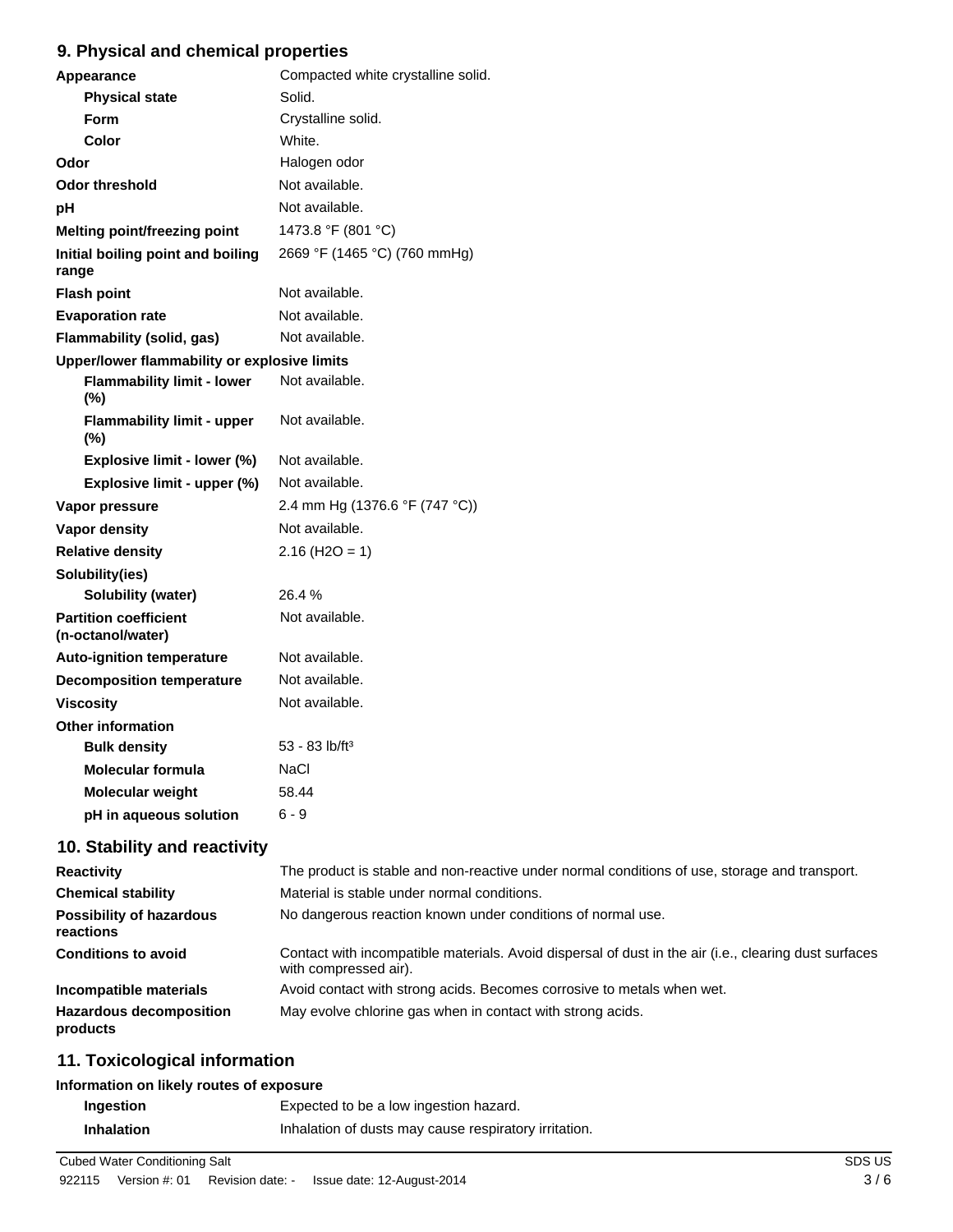## 9. Physical and chemical properties

| | |
|---|---|
| **Appearance** | Compacted white crystalline solid. |
| **Physical state** | Solid. |
| **Form** | Crystalline solid. |
| **Color** | White. |
| **Odor** | Halogen odor |
| **Odor threshold** | Not available. |
| **pH** | Not available. |
| **Melting point/freezing point** | 1473.8 °F (801 °C) |
| **Initial boiling point and boiling range** | 2669 °F (1465 °C) (760 mmHg) |
| **Flash point** | Not available. |
| **Evaporation rate** | Not available. |
| **Flammability (solid, gas)** | Not available. |
| **Upper/lower flammability or explosive limits** | |
| **Flammability limit - lower (%)** | Not available. |
| **Flammability limit - upper (%)** | Not available. |
| **Explosive limit - lower (%)** | Not available. |
| **Explosive limit - upper (%)** | Not available. |
| **Vapor pressure** | 2.4 mm Hg (1376.6 °F (747 °C)) |
| **Vapor density** | Not available. |
| **Relative density** | 2.16 ($H_2O$ = 1) |
| **Solubility(ies)** | |
| **Solubility (water)** | 26.4 % |
| **Partition coefficient (n-octanol/water)** | Not available. |
| **Auto-ignition temperature** | Not available. |
| **Decomposition temperature** | Not available. |
| **Viscosity** | Not available. |
| **Other information** | |
| **Bulk density** | 53 - 83 lb/ft³ |
| **Molecular formula** | NaCl |
| **Molecular weight** | 58.44 |
| **pH in aqueous solution** | 6 - 9 |

## 10. Stability and reactivity

| | |
|---|---|
| **Reactivity** | The product is stable and non-reactive under normal conditions of use, storage and transport. |
| **Chemical stability** | Material is stable under normal conditions. |
| **Possibility of hazardous reactions** | No dangerous reaction known under conditions of normal use. |
| **Conditions to avoid** | Contact with incompatible materials. Avoid dispersal of dust in the air (i.e., clearing dust surfaces with compressed air). |
| **Incompatible materials** | Avoid contact with strong acids. Becomes corrosive to metals when wet. |
| **Hazardous decomposition products** | May evolve chlorine gas when in contact with strong acids. |

## 11. Toxicological information

**Information on likely routes of exposure**

| | |
|---|---|
| **Ingestion** | Expected to be a low ingestion hazard. |
| **Inhalation** | Inhalation of dusts may cause respiratory irritation. |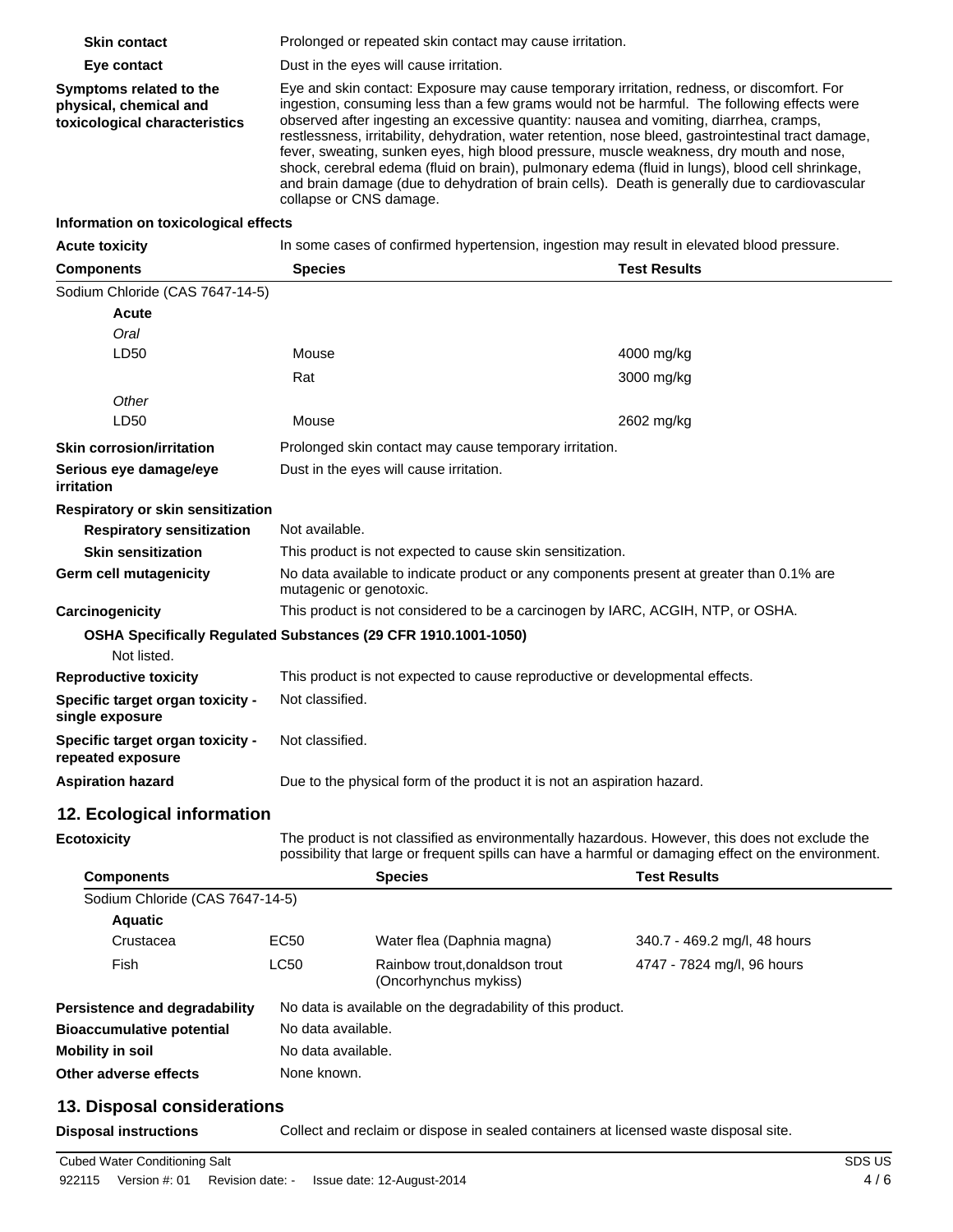**Skin contact** Prolonged or repeated skin contact may cause irritation.

**Eye contact** Dust in the eyes will cause irritation.

**Symptoms related to the physical, chemical and toxicological characteristics** Eye and skin contact: Exposure may cause temporary irritation, redness, or discomfort. For ingestion, consuming less than a few grams would not be harmful. The following effects were observed after ingesting an excessive quantity: nausea and vomiting, diarrhea, cramps, restlessness, irritability, dehydration, water retention, nose bleed, gastrointestinal tract damage, fever, sweating, sunken eyes, high blood pressure, muscle weakness, dry mouth and nose, shock, cerebral edema (fluid on brain), pulmonary edema (fluid in lungs), blood cell shrinkage, and brain damage (due to dehydration of brain cells). Death is generally due to cardiovascular collapse or CNS damage.

**Information on toxicological effects**

**Acute toxicity** In some cases of confirmed hypertension, ingestion may result in elevated blood pressure.

| Components | Species | Test Results |
|---|---|---|
| Sodium Chloride (CAS 7647-14-5) | | |
| **Acute** | | |
| *Oral* | | |
| LD50 | Mouse | 4000 mg/kg |
| | Rat | 3000 mg/kg |
| *Other* | | |
| LD50 | Mouse | 2602 mg/kg |

**Skin corrosion/irritation** Prolonged skin contact may cause temporary irritation.

**Serious eye damage/eye irritation** Dust in the eyes will cause irritation.

**Respiratory or skin sensitization**

**Respiratory sensitization** Not available.

**Skin sensitization** This product is not expected to cause skin sensitization.

**Germ cell mutagenicity** No data available to indicate product or any components present at greater than 0.1% are mutagenic or genotoxic.

**Carcinogenicity** This product is not considered to be a carcinogen by IARC, ACGIH, NTP, or OSHA.

**OSHA Specifically Regulated Substances (29 CFR 1910.1001-1050)**

Not listed.

**Reproductive toxicity** This product is not expected to cause reproductive or developmental effects.

**Specific target organ toxicity - single exposure** Not classified.

**Specific target organ toxicity - repeated exposure** Not classified.

**Aspiration hazard** Due to the physical form of the product it is not an aspiration hazard.

## 12. Ecological information

**Ecotoxicity** The product is not classified as environmentally hazardous. However, this does not exclude the possibility that large or frequent spills can have a harmful or damaging effect on the environment.

| Components | | Species | Test Results |
|---|---|---|---|
| Sodium Chloride (CAS 7647-14-5) | | | |
| **Aquatic** | | | |
| Crustacea | EC50 | Water flea (Daphnia magna) | 340.7 - 469.2 mg/l, 48 hours |
| Fish | LC50 | Rainbow trout,donaldson trout (Oncorhynchus mykiss) | 4747 - 7824 mg/l, 96 hours |

**Persistence and degradability** No data is available on the degradability of this product.

**Bioaccumulative potential** No data available.

**Mobility in soil** No data available.

**Other adverse effects** None known.

## 13. Disposal considerations

**Disposal instructions** Collect and reclaim or dispose in sealed containers at licensed waste disposal site.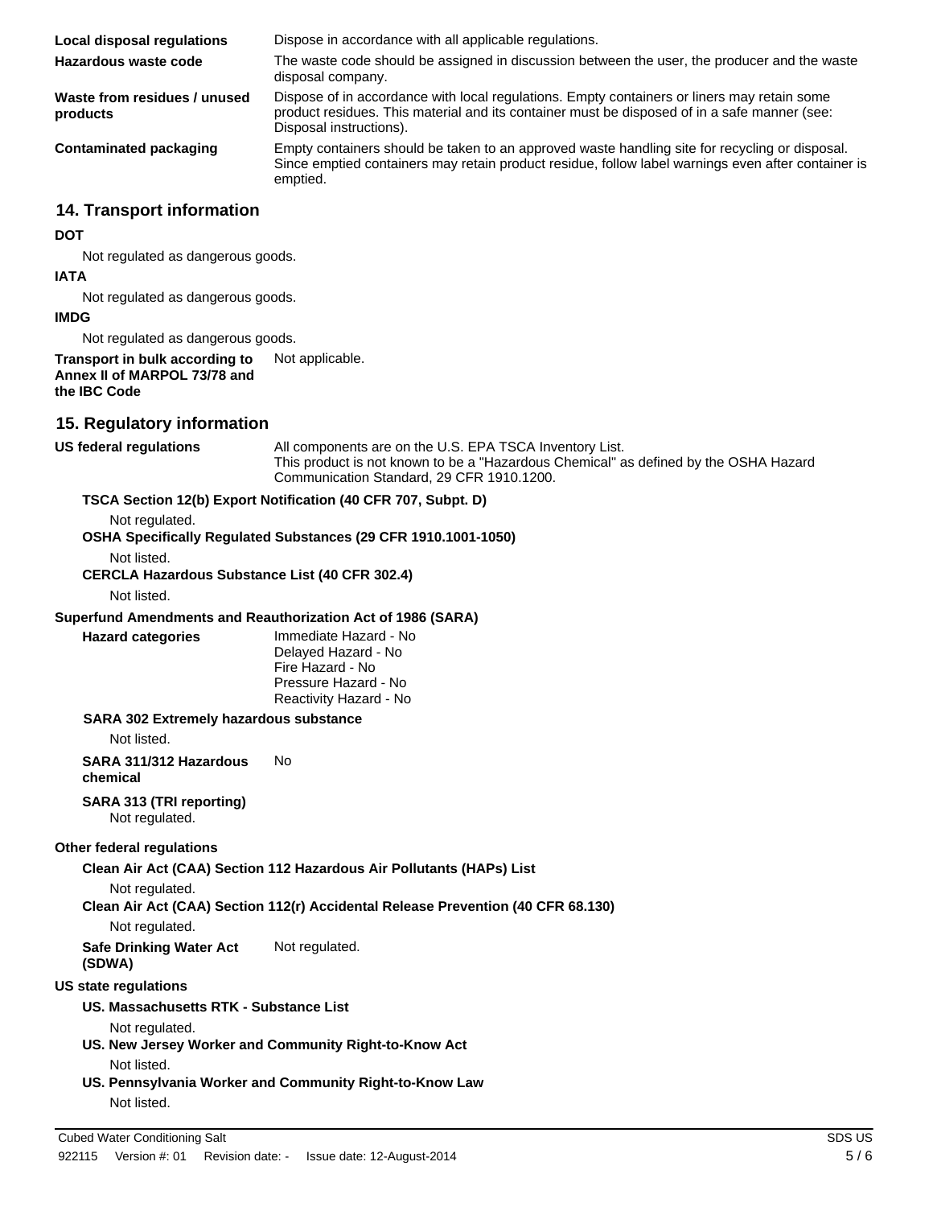**Local disposal regulations** Dispose in accordance with all applicable regulations.

**Hazardous waste code** The waste code should be assigned in discussion between the user, the producer and the waste disposal company.

**Waste from residues / unused products** Dispose of in accordance with local regulations. Empty containers or liners may retain some product residues. This material and its container must be disposed of in a safe manner (see: Disposal instructions).

**Contaminated packaging** Empty containers should be taken to an approved waste handling site for recycling or disposal. Since emptied containers may retain product residue, follow label warnings even after container is emptied.

## 14. Transport information

**DOT**

Not regulated as dangerous goods.

**IATA**

Not regulated as dangerous goods.

**IMDG**

Not regulated as dangerous goods.

**Transport in bulk according to Annex II of MARPOL 73/78 and the IBC Code** Not applicable.

## 15. Regulatory information

**US federal regulations** All components are on the U.S. EPA TSCA Inventory List. This product is not known to be a "Hazardous Chemical" as defined by the OSHA Hazard Communication Standard, 29 CFR 1910.1200.

**TSCA Section 12(b) Export Notification (40 CFR 707, Subpt. D)**

Not regulated.

**OSHA Specifically Regulated Substances (29 CFR 1910.1001-1050)**

Not listed.

**CERCLA Hazardous Substance List (40 CFR 302.4)**

Not listed.

**Superfund Amendments and Reauthorization Act of 1986 (SARA)**

**Hazard categories**

Immediate Hazard - No
Delayed Hazard - No
Fire Hazard - No
Pressure Hazard - No
Reactivity Hazard - No

**SARA 302 Extremely hazardous substance**

Not listed.

**SARA 311/312 Hazardous chemical** No

**SARA 313 (TRI reporting)**

Not regulated.

**Other federal regulations**

**Clean Air Act (CAA) Section 112 Hazardous Air Pollutants (HAPs) List**

Not regulated.

**Clean Air Act (CAA) Section 112(r) Accidental Release Prevention (40 CFR 68.130)**

Not regulated.

**Safe Drinking Water Act (SDWA)** Not regulated.

**US state regulations**

**US. Massachusetts RTK - Substance List**

Not regulated.

**US. New Jersey Worker and Community Right-to-Know Act**

Not listed.

**US. Pennsylvania Worker and Community Right-to-Know Law**

Not listed.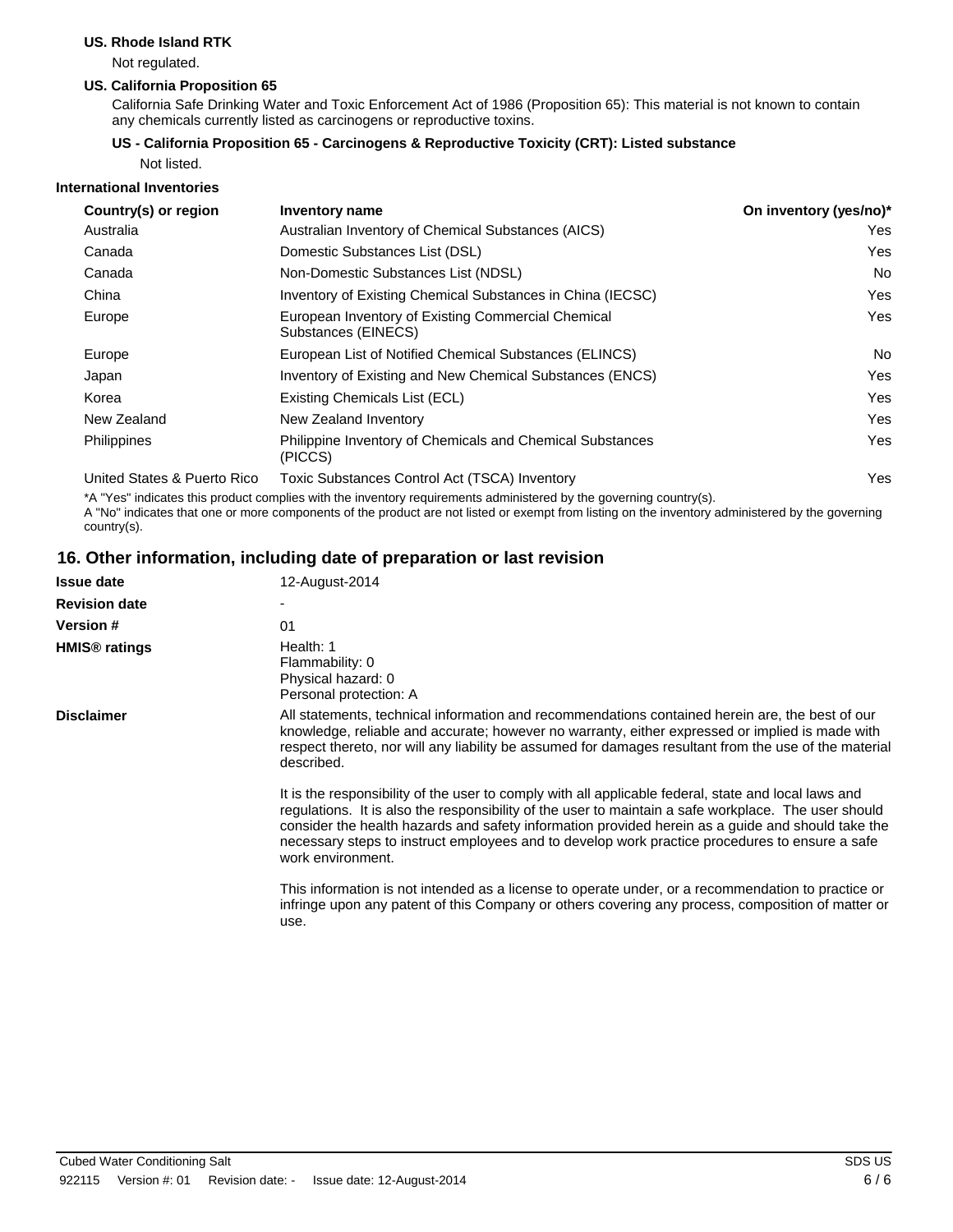**US. Rhode Island RTK**

Not regulated.

**US. California Proposition 65**

California Safe Drinking Water and Toxic Enforcement Act of 1986 (Proposition 65): This material is not known to contain any chemicals currently listed as carcinogens or reproductive toxins.

**US - California Proposition 65 - Carcinogens & Reproductive Toxicity (CRT): Listed substance**

Not listed.

**International Inventories**

| Country(s) or region | Inventory name | On inventory (yes/no)* |
|---|---|---|
| Australia | Australian Inventory of Chemical Substances (AICS) | Yes |
| Canada | Domestic Substances List (DSL) | Yes |
| Canada | Non-Domestic Substances List (NDSL) | No |
| China | Inventory of Existing Chemical Substances in China (IECSC) | Yes |
| Europe | European Inventory of Existing Commercial Chemical Substances (EINECS) | Yes |
| Europe | European List of Notified Chemical Substances (ELINCS) | No |
| Japan | Inventory of Existing and New Chemical Substances (ENCS) | Yes |
| Korea | Existing Chemicals List (ECL) | Yes |
| New Zealand | New Zealand Inventory | Yes |
| Philippines | Philippine Inventory of Chemicals and Chemical Substances (PICCS) | Yes |
| United States & Puerto Rico | Toxic Substances Control Act (TSCA) Inventory | Yes |

*A "Yes" indicates this product complies with the inventory requirements administered by the governing country(s).
A "No" indicates that one or more components of the product are not listed or exempt from listing on the inventory administered by the governing country(s).

## 16. Other information, including date of preparation or last revision

**Issue date** 12-August-2014

**Revision date** -

**Version #** 01

**HMIS® ratings**
Health: 1
Flammability: 0
Physical hazard: 0
Personal protection: A

**Disclaimer**

All statements, technical information and recommendations contained herein are, the best of our knowledge, reliable and accurate; however no warranty, either expressed or implied is made with respect thereto, nor will any liability be assumed for damages resultant from the use of the material described.

It is the responsibility of the user to comply with all applicable federal, state and local laws and regulations. It is also the responsibility of the user to maintain a safe workplace. The user should consider the health hazards and safety information provided herein as a guide and should take the necessary steps to instruct employees and to develop work practice procedures to ensure a safe work environment.

This information is not intended as a license to operate under, or a recommendation to practice or infringe upon any patent of this Company or others covering any process, composition of matter or use.